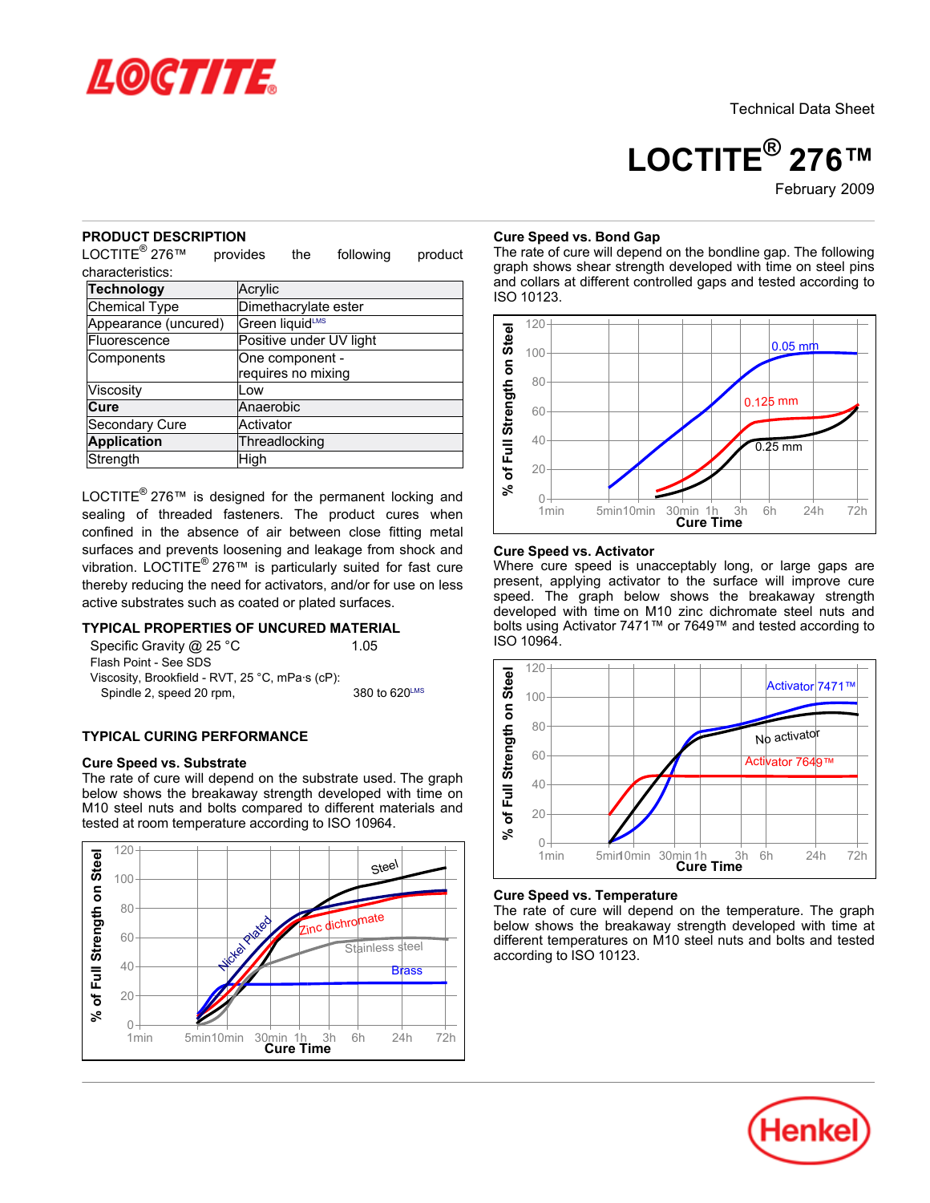Technical Data Sheet

# LOCTITE® 276™

February 2009

## PRODUCT DESCRIPTION

LOCTITE® 276™ provides the following product characteristics:

| Technology | Acrylic |
|---|---|
| Chemical Type | Dimethacrylate ester |
| Appearance (uncured) | Green liquid[LMS] |
| Fluorescence | Positive under UV light |
| Components | One component - requires no mixing |
| Viscosity | Low |
| Cure | Anaerobic |
| Secondary Cure | Activator |
| Application | Threadlocking |
| Strength | High |

LOCTITE® 276™ is designed for the permanent locking and sealing of threaded fasteners. The product cures when confined in the absence of air between close fitting metal surfaces and prevents loosening and leakage from shock and vibration. LOCTITE® 276™ is particularly suited for fast cure thereby reducing the need for activators, and/or for use on less active substrates such as coated or plated surfaces.

## TYPICAL PROPERTIES OF UNCURED MATERIAL

Specific Gravity @ 25 °C 1.05

Flash Point - See SDS

Viscosity, Brookfield - RVT, 25 °C, mPa·s (cP):

Spindle 2, speed 20 rpm, 380 to 620[LMS]

## TYPICAL CURING PERFORMANCE

### Cure Speed vs. Substrate

The rate of cure will depend on the substrate used. The graph below shows the breakaway strength developed with time on M10 steel nuts and bolts compared to different materials and tested at room temperature according to ISO 10964.

### Cure Speed vs. Bond Gap

The rate of cure will depend on the bondline gap. The following graph shows shear strength developed with time on steel pins and collars at different controlled gaps and tested according to ISO 10123.

### Cure Speed vs. Activator

Where cure speed is unacceptably long, or large gaps are present, applying activator to the surface will improve cure speed. The graph below shows the breakaway strength developed with time on M10 zinc dichromate steel nuts and bolts using Activator 7471™ or 7649™ and tested according to ISO 10964.

### Cure Speed vs. Temperature

The rate of cure will depend on the temperature. The graph below shows the breakaway strength developed with time at different temperatures on M10 steel nuts and bolts and tested according to ISO 10123.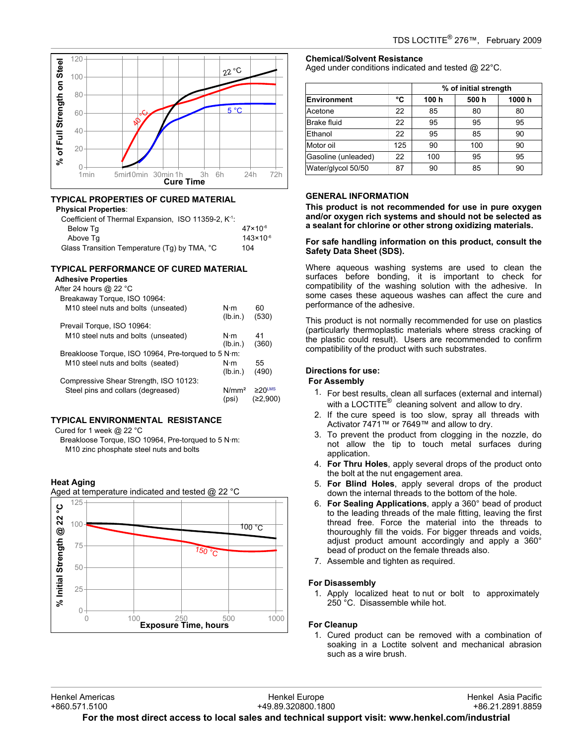## TYPICAL PROPERTIES OF CURED MATERIAL

**Physical Properties**:

| | |
|---|---|
| Coefficient of Thermal Expansion, ISO 11359-2, $K^{-1}$: | |
| Below Tg | $47×10^{-6}$ |
| Above Tg | $143×10^{-6}$ |
| Glass Transition Temperature (Tg) by TMA, °C | 104 |

## TYPICAL PERFORMANCE OF CURED MATERIAL

**Adhesive Properties**

After 24 hours @ 22 °C

| | | |
|---|---|---|
| Breakaway Torque, ISO 10964: | | |
| M10 steel nuts and bolts (unseated) | N·m (lb.in.) | 60 (530) |
| Prevail Torque, ISO 10964: | | |
| M10 steel nuts and bolts (unseated) | N·m (lb.in.) | 41 (360) |
| Breakloose Torque, ISO 10964, Pre-torqued to 5 N·m: | | |
| M10 steel nuts and bolts (seated) | N·m (lb.in.) | 55 (490) |
| Compressive Shear Strength, ISO 10123: | | |
| Steel pins and collars (degreased) | N/mm² (psi) | ≥20[LMS] (≥2,900) |

## TYPICAL ENVIRONMENTAL RESISTANCE

Cured for 1 week @ 22 °C

Breakloose Torque, ISO 10964, Pre-torqued to 5 N·m:

M10 zinc phosphate steel nuts and bolts

### Heat Aging

Aged at temperature indicated and tested @ 22 °C

### Chemical/Solvent Resistance

Aged under conditions indicated and tested @ 22°C.

| Environment | °C | % of initial strength 100 h | 500 h | 1000 h |
|---|---|---|---|---|
| Acetone | 22 | 85 | 80 | 80 |
| Brake fluid | 22 | 95 | 95 | 95 |
| Ethanol | 22 | 95 | 85 | 90 |
| Motor oil | 125 | 90 | 100 | 90 |
| Gasoline (unleaded) | 22 | 100 | 95 | 95 |
| Water/glycol 50/50 | 87 | 90 | 85 | 90 |

## GENERAL INFORMATION

**This product is not recommended for use in pure oxygen and/or oxygen rich systems and should not be selected as a sealant for chlorine or other strong oxidizing materials.**

**For safe handling information on this product, consult the Safety Data Sheet (SDS).**

Where aqueous washing systems are used to clean the surfaces before bonding, it is important to check for compatibility of the washing solution with the adhesive. In some cases these aqueous washes can affect the cure and performance of the adhesive.

This product is not normally recommended for use on plastics (particularly thermoplastic materials where stress cracking of the plastic could result). Users are recommended to confirm compatibility of the product with such substrates.

### Directions for use:

**For Assembly**

1. For best results, clean all surfaces (external and internal) with a LOCTITE® cleaning solvent and allow to dry.
2. If the cure speed is too slow, spray all threads with Activator 7471™ or 7649™ and allow to dry.
3. To prevent the product from clogging in the nozzle, do not allow the tip to touch metal surfaces during application.
4. **For Thru Holes**, apply several drops of the product onto the bolt at the nut engagement area.
5. **For Blind Holes**, apply several drops of the product down the internal threads to the bottom of the hole.
6. **For Sealing Applications**, apply a 360° bead of product to the leading threads of the male fitting, leaving the first thread free. Force the material into the threads to thouroughly fill the voids. For bigger threads and voids, adjust product amount accordingly and apply a 360° bead of product on the female threads also.
7. Assemble and tighten as required.

**For Disassembly**

1. Apply localized heat to nut or bolt to approximately 250 °C. Disassemble while hot.

**For Cleanup**

1. Cured product can be removed with a combination of soaking in a Loctite solvent and mechanical abrasion such as a wire brush.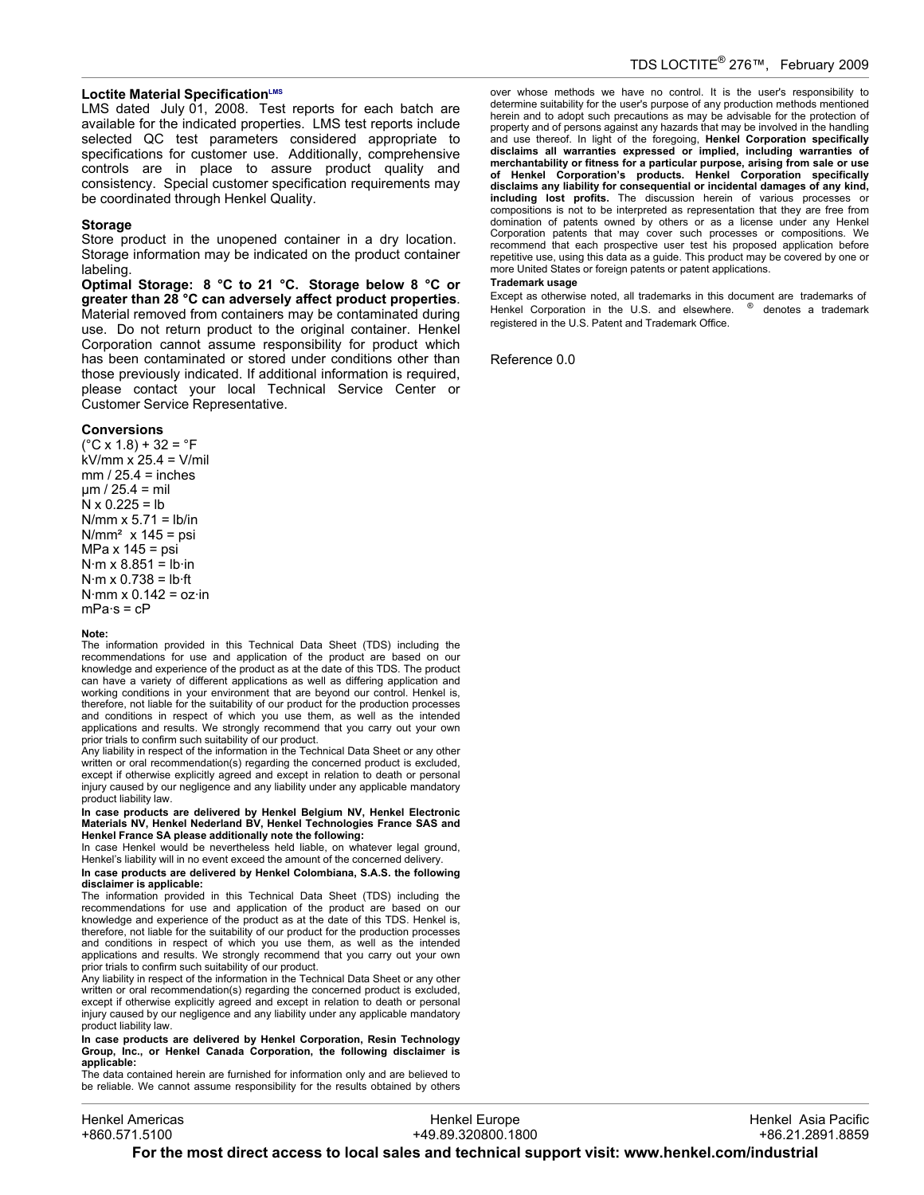### Loctite Material Specification[LMS]

LMS dated July 01, 2008. Test reports for each batch are available for the indicated properties. LMS test reports include selected QC test parameters considered appropriate to specifications for customer use. Additionally, comprehensive controls are in place to assure product quality and consistency. Special customer specification requirements may be coordinated through Henkel Quality.

### Storage

Store product in the unopened container in a dry location. Storage information may be indicated on the product container labeling.

**Optimal Storage: 8 °C to 21 °C. Storage below 8 °C or greater than 28 °C can adversely affect product properties**. Material removed from containers may be contaminated during use. Do not return product to the original container. Henkel Corporation cannot assume responsibility for product which has been contaminated or stored under conditions other than those previously indicated. If additional information is required, please contact your local Technical Service Center or Customer Service Representative.

### Conversions

(°C x 1.8) + 32 = °F
kV/mm x 25.4 = V/mil
mm / 25.4 = inches
µm / 25.4 = mil
N x 0.225 = lb
N/mm x 5.71 = lb/in
N/mm² x 145 = psi
MPa x 145 = psi
N·m x 8.851 = lb·in
N·m x 0.738 = lb·ft
N·mm x 0.142 = oz·in
mPa·s = cP

**Note:**
The information provided in this Technical Data Sheet (TDS) including the recommendations for use and application of the product are based on our knowledge and experience of the product as at the date of this TDS. The product can have a variety of different applications as well as differing application and working conditions in your environment that are beyond our control. Henkel is, therefore, not liable for the suitability of our product for the production processes and conditions in respect of which you use them, as well as the intended applications and results. We strongly recommend that you carry out your own prior trials to confirm such suitability of our product.
Any liability in respect of the information in the Technical Data Sheet or any other written or oral recommendation(s) regarding the concerned product is excluded, except if otherwise explicitly agreed and except in relation to death or personal injury caused by our negligence and any liability under any applicable mandatory product liability law.

**In case products are delivered by Henkel Belgium NV, Henkel Electronic Materials NV, Henkel Nederland BV, Henkel Technologies France SAS and Henkel France SA please additionally note the following:**
In case Henkel would be nevertheless held liable, on whatever legal ground, Henkel's liability will in no event exceed the amount of the concerned delivery.

**In case products are delivered by Henkel Colombiana, S.A.S. the following disclaimer is applicable:**
The information provided in this Technical Data Sheet (TDS) including the recommendations for use and application of the product are based on our knowledge and experience of the product as at the date of this TDS. Henkel is, therefore, not liable for the suitability of our product for the production processes and conditions in respect of which you use them, as well as the intended applications and results. We strongly recommend that you carry out your own prior trials to confirm such suitability of our product.
Any liability in respect of the information in the Technical Data Sheet or any other written or oral recommendation(s) regarding the concerned product is excluded, except if otherwise explicitly agreed and except in relation to death or personal injury caused by our negligence and any liability under any applicable mandatory product liability law.

**In case products are delivered by Henkel Corporation, Resin Technology Group, Inc., or Henkel Canada Corporation, the following disclaimer is applicable:**
The data contained herein are furnished for information only and are believed to be reliable. We cannot assume responsibility for the results obtained by others over whose methods we have no control. It is the user's responsibility to determine suitability for the user's purpose of any production methods mentioned herein and to adopt such precautions as may be advisable for the protection of property and of persons against any hazards that may be involved in the handling and use thereof. In light of the foregoing, **Henkel Corporation specifically disclaims all warranties expressed or implied, including warranties of merchantability or fitness for a particular purpose, arising from sale or use of Henkel Corporation's products. Henkel Corporation specifically disclaims any liability for consequential or incidental damages of any kind, including lost profits.** The discussion herein of various processes or compositions is not to be interpreted as representation that they are free from domination of patents owned by others or as a license under any Henkel Corporation patents that may cover such processes or compositions. We recommend that each prospective user test his proposed application before repetitive use, using this data as a guide. This product may be covered by one or more United States or foreign patents or patent applications.

**Trademark usage**
Except as otherwise noted, all trademarks in this document are trademarks of Henkel Corporation in the U.S. and elsewhere. ® denotes a trademark registered in the U.S. Patent and Trademark Office.

Reference 0.0